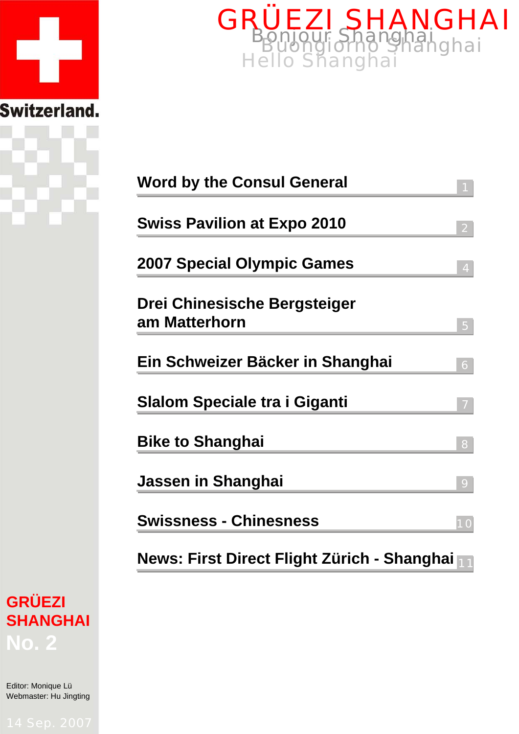# GRÜEZI SHANGHAI

Bonjour Shanghai
Buongiorno Shanghai
Hello Shanghai

Switzerland.

| | |
|---|---|
| Word by the Consul General | 1 |
| Swiss Pavilion at Expo 2010 | 2 |
| 2007 Special Olympic Games | 4 |
| Drei Chinesische Bergsteiger am Matterhorn | 5 |
| Ein Schweizer Bäcker in Shanghai | 6 |
| Slalom Speciale tra i Giganti | 7 |
| Bike to Shanghai | 8 |
| Jassen in Shanghai | 9 |
| Swissness - Chineseness | 10 |
| News: First Direct Flight Zürich - Shanghai | 11 |

**GRÜEZI SHANGHAI**
**No. 2**

Editor: Monique Lü
Webmaster: Hu Jingting

14 Sep. 2007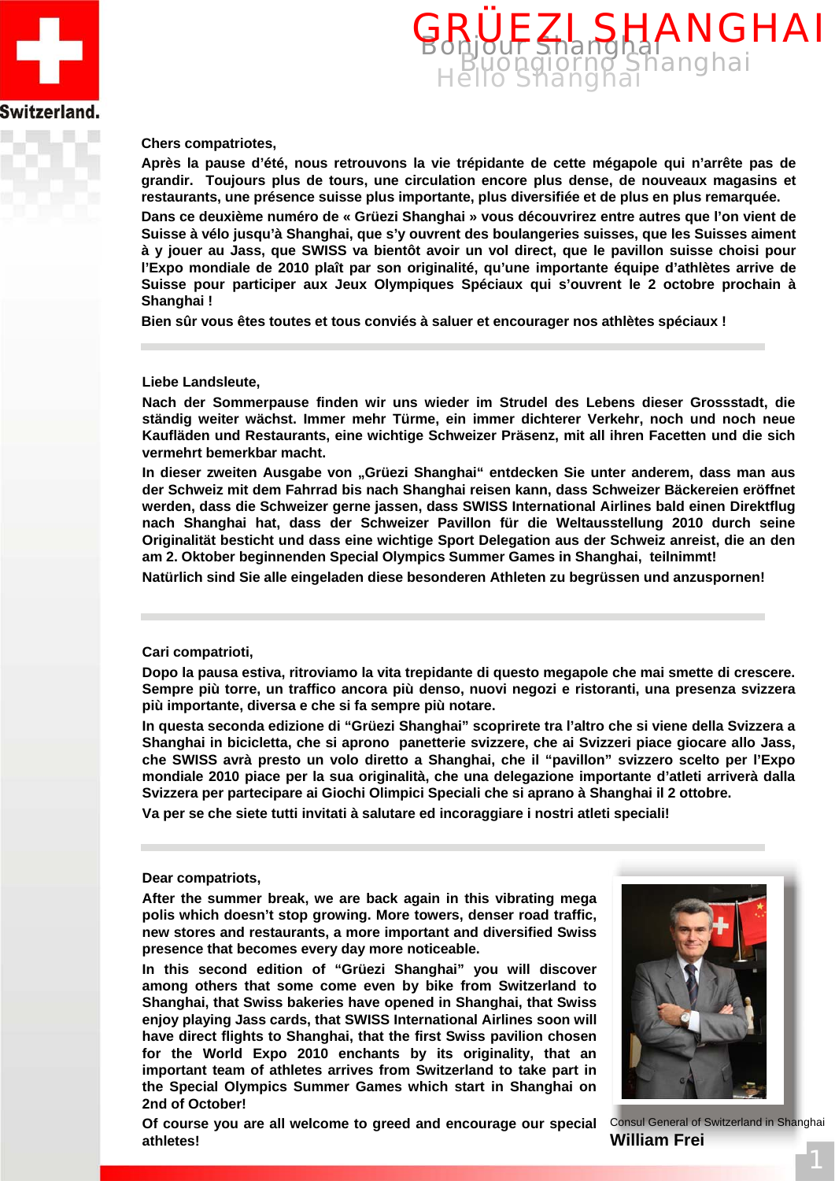# GRÜEZI SHANGHAI

Bonjour Shanghai
Buongiorno Shanghai
Hello Shanghai

Switzerland.

**Chers compatriotes,**

**Après la pause d'été, nous retrouvons la vie trépidante de cette mégapole qui n'arrête pas de grandir. Toujours plus de tours, une circulation encore plus dense, de nouveaux magasins et restaurants, une présence suisse plus importante, plus diversifiée et de plus en plus remarquée.**

**Dans ce deuxième numéro de « Grüezi Shanghai » vous découvrirez entre autres que l'on vient de Suisse à vélo jusqu'à Shanghai, que s'y ouvrent des boulangeries suisses, que les Suisses aiment à y jouer au Jass, que SWISS va bientôt avoir un vol direct, que le pavillon suisse choisi pour l'Expo mondiale de 2010 plaît par son originalité, qu'une importante équipe d'athlètes arrive de Suisse pour participer aux Jeux Olympiques Spéciaux qui s'ouvrent le 2 octobre prochain à Shanghai !**

**Bien sûr vous êtes toutes et tous conviés à saluer et encourager nos athlètes spéciaux !**

---

**Liebe Landsleute,**

**Nach der Sommerpause finden wir uns wieder im Strudel des Lebens dieser Grossstadt, die ständig weiter wächst. Immer mehr Türme, ein immer dichterer Verkehr, noch und noch neue Kaufläden und Restaurants, eine wichtige Schweizer Präsenz, mit all ihren Facetten und die sich vermehrt bemerkbar macht.**

**In dieser zweiten Ausgabe von „Grüezi Shanghai" entdecken Sie unter anderem, dass man aus der Schweiz mit dem Fahrrad bis nach Shanghai reisen kann, dass Schweizer Bäckereien eröffnet werden, dass die Schweizer gerne jassen, dass SWISS International Airlines bald einen Direktflug nach Shanghai hat, dass der Schweizer Pavillon für die Weltausstellung 2010 durch seine Originalität besticht und dass eine wichtige Sport Delegation aus der Schweiz anreist, die an den am 2. Oktober beginnenden Special Olympics Summer Games in Shanghai, teilnimmt!**

**Natürlich sind Sie alle eingeladen diese besonderen Athleten zu begrüssen und anzuspornen!**

---

**Cari compatrioti,**

**Dopo la pausa estiva, ritroviamo la vita trepidante di questo megapole che mai smette di crescere. Sempre più torre, un traffico ancora più denso, nuovi negozi e ristoranti, una presenza svizzera più importante, diversa e che si fa sempre più notare.**

**In questa seconda edizione di "Grüezi Shanghai" scoprirete tra l'altro che si viene della Svizzera a Shanghai in bicicletta, che si aprono panetterie svizzere, che ai Svizzeri piace giocare allo Jass, che SWISS avrà presto un volo diretto a Shanghai, che il "pavillon" svizzero scelto per l'Expo mondiale 2010 piace per la sua originalità, che una delegazione importante d'atleti arriverà dalla Svizzera per partecipare ai Giochi Olimpici Speciali che si aprano à Shanghai il 2 ottobre.**

**Va per se che siete tutti invitati à salutare ed incoraggiare i nostri atleti speciali!**

---

**Dear compatriots,**

**After the summer break, we are back again in this vibrating mega polis which doesn't stop growing. More towers, denser road traffic, new stores and restaurants, a more important and diversified Swiss presence that becomes every day more noticeable.**

**In this second edition of "Grüezi Shanghai" you will discover among others that some come even by bike from Switzerland to Shanghai, that Swiss bakeries have opened in Shanghai, that Swiss enjoy playing Jass cards, that SWISS International Airlines soon will have direct flights to Shanghai, that the first Swiss pavilion chosen for the World Expo 2010 enchants by its originality, that an important team of athletes arrives from Switzerland to take part in the Special Olympics Summer Games which start in Shanghai on 2nd of October!**

**Of course you are all welcome to greed and encourage our special athletes!**

Consul General of Switzerland in Shanghai
**William Frei**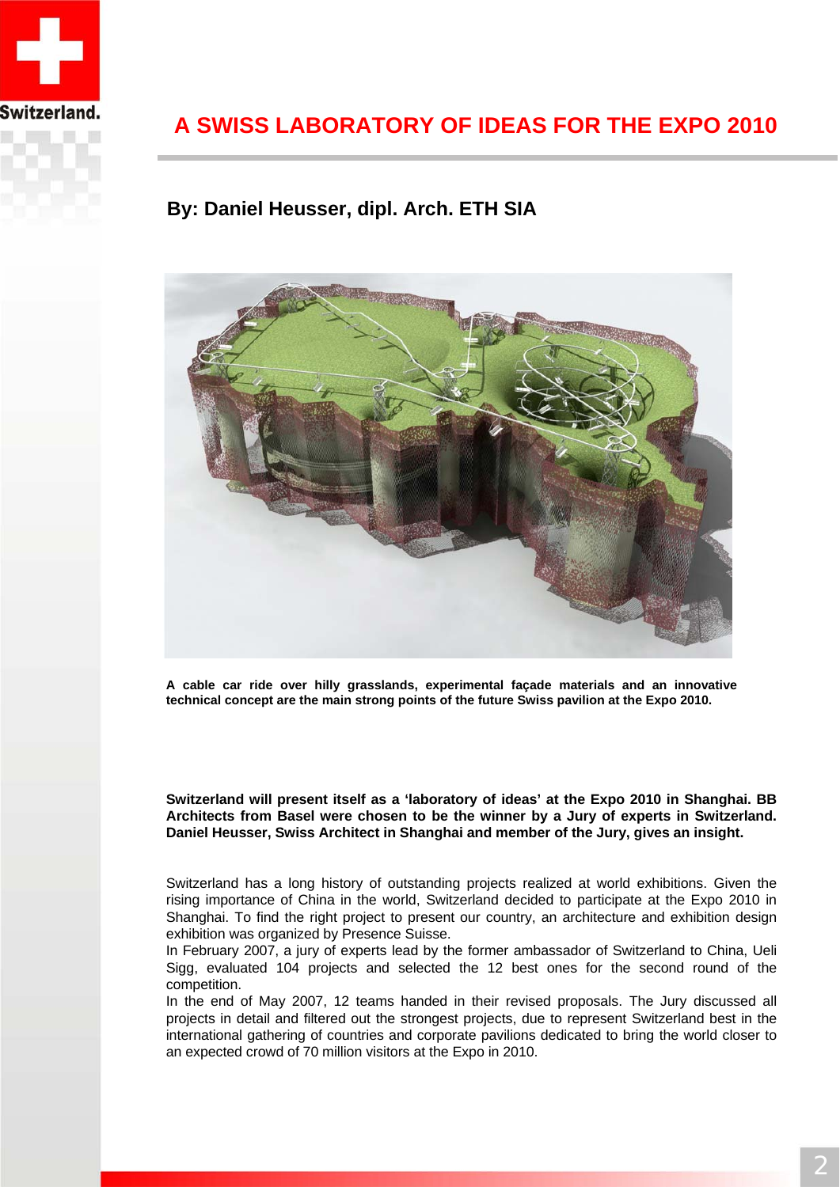# A SWISS LABORATORY OF IDEAS FOR THE EXPO 2010

## By: Daniel Heusser, dipl. Arch. ETH SIA

**A cable car ride over hilly grasslands, experimental façade materials and an innovative technical concept are the main strong points of the future Swiss pavilion at the Expo 2010.**

**Switzerland will present itself as a 'laboratory of ideas' at the Expo 2010 in Shanghai. BB Architects from Basel were chosen to be the winner by a Jury of experts in Switzerland. Daniel Heusser, Swiss Architect in Shanghai and member of the Jury, gives an insight.**

Switzerland has a long history of outstanding projects realized at world exhibitions. Given the rising importance of China in the world, Switzerland decided to participate at the Expo 2010 in Shanghai. To find the right project to present our country, an architecture and exhibition design exhibition was organized by Presence Suisse.

In February 2007, a jury of experts lead by the former ambassador of Switzerland to China, Ueli Sigg, evaluated 104 projects and selected the 12 best ones for the second round of the competition.

In the end of May 2007, 12 teams handed in their revised proposals. The Jury discussed all projects in detail and filtered out the strongest projects, due to represent Switzerland best in the international gathering of countries and corporate pavilions dedicated to bring the world closer to an expected crowd of 70 million visitors at the Expo in 2010.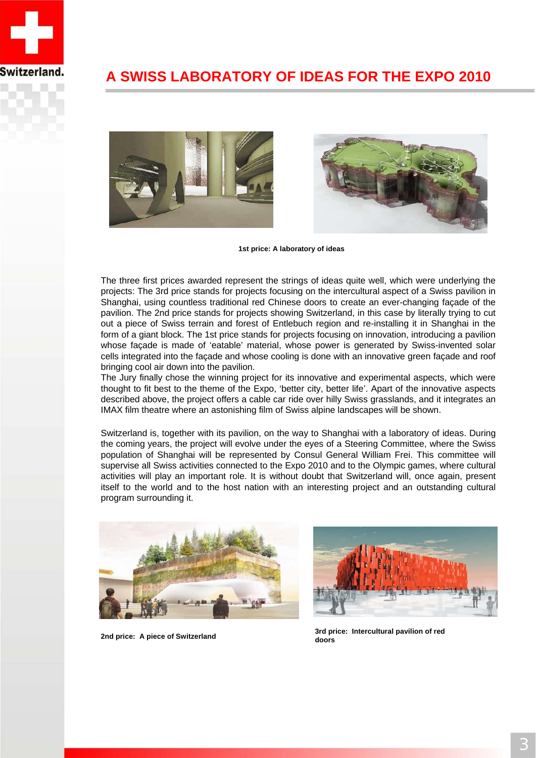# A SWISS LABORATORY OF IDEAS FOR THE EXPO 2010

**1st price: A laboratory of ideas**

The three first prices awarded represent the strings of ideas quite well, which were underlying the projects: The 3rd price stands for projects focusing on the intercultural aspect of a Swiss pavilion in Shanghai, using countless traditional red Chinese doors to create an ever-changing façade of the pavilion. The 2nd price stands for projects showing Switzerland, in this case by literally trying to cut out a piece of Swiss terrain and forest of Entlebuch region and re-installing it in Shanghai in the form of a giant block. The 1st price stands for projects focusing on innovation, introducing a pavilion whose façade is made of 'eatable' material, whose power is generated by Swiss-invented solar cells integrated into the façade and whose cooling is done with an innovative green façade and roof bringing cool air down into the pavilion.
The Jury finally chose the winning project for its innovative and experimental aspects, which were thought to fit best to the theme of the Expo, 'better city, better life'. Apart of the innovative aspects described above, the project offers a cable car ride over hilly Swiss grasslands, and it integrates an IMAX film theatre where an astonishing film of Swiss alpine landscapes will be shown.

Switzerland is, together with its pavilion, on the way to Shanghai with a laboratory of ideas. During the coming years, the project will evolve under the eyes of a Steering Committee, where the Swiss population of Shanghai will be represented by Consul General William Frei. This committee will supervise all Swiss activities connected to the Expo 2010 and to the Olympic games, where cultural activities will play an important role. It is without doubt that Switzerland will, once again, present itself to the world and to the host nation with an interesting project and an outstanding cultural program surrounding it.

**2nd price: A piece of Switzerland**

**3rd price: Intercultural pavilion of red doors**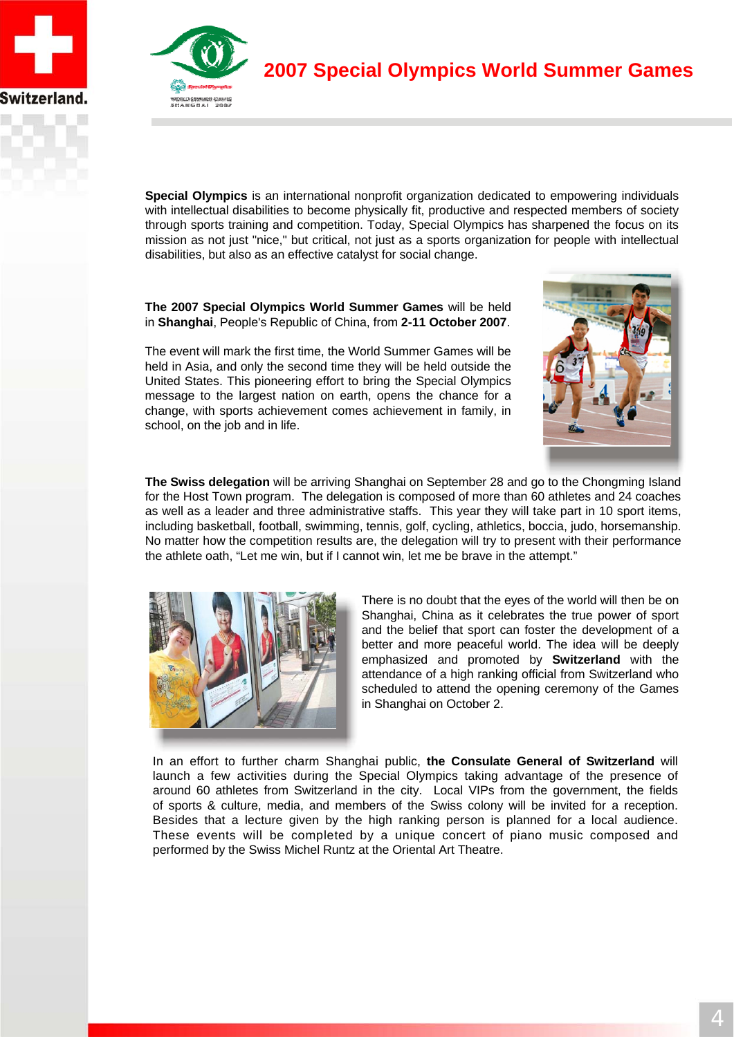# 2007 Special Olympics World Summer Games

**Special Olympics** is an international nonprofit organization dedicated to empowering individuals with intellectual disabilities to become physically fit, productive and respected members of society through sports training and competition. Today, Special Olympics has sharpened the focus on its mission as not just "nice," but critical, not just as a sports organization for people with intellectual disabilities, but also as an effective catalyst for social change.

**The 2007 Special Olympics World Summer Games** will be held in **Shanghai**, People's Republic of China, from **2-11 October 2007**.

The event will mark the first time, the World Summer Games will be held in Asia, and only the second time they will be held outside the United States. This pioneering effort to bring the Special Olympics message to the largest nation on earth, opens the chance for a change, with sports achievement comes achievement in family, in school, on the job and in life.

**The Swiss delegation** will be arriving Shanghai on September 28 and go to the Chongming Island for the Host Town program. The delegation is composed of more than 60 athletes and 24 coaches as well as a leader and three administrative staffs. This year they will take part in 10 sport items, including basketball, football, swimming, tennis, golf, cycling, athletics, boccia, judo, horsemanship. No matter how the competition results are, the delegation will try to present with their performance the athlete oath, “Let me win, but if I cannot win, let me be brave in the attempt.”

There is no doubt that the eyes of the world will then be on Shanghai, China as it celebrates the true power of sport and the belief that sport can foster the development of a better and more peaceful world. The idea will be deeply emphasized and promoted by **Switzerland** with the attendance of a high ranking official from Switzerland who scheduled to attend the opening ceremony of the Games in Shanghai on October 2.

In an effort to further charm Shanghai public, **the Consulate General of Switzerland** will launch a few activities during the Special Olympics taking advantage of the presence of around 60 athletes from Switzerland in the city. Local VIPs from the government, the fields of sports & culture, media, and members of the Swiss colony will be invited for a reception. Besides that a lecture given by the high ranking person is planned for a local audience. These events will be completed by a unique concert of piano music composed and performed by the Swiss Michel Runtz at the Oriental Art Theatre.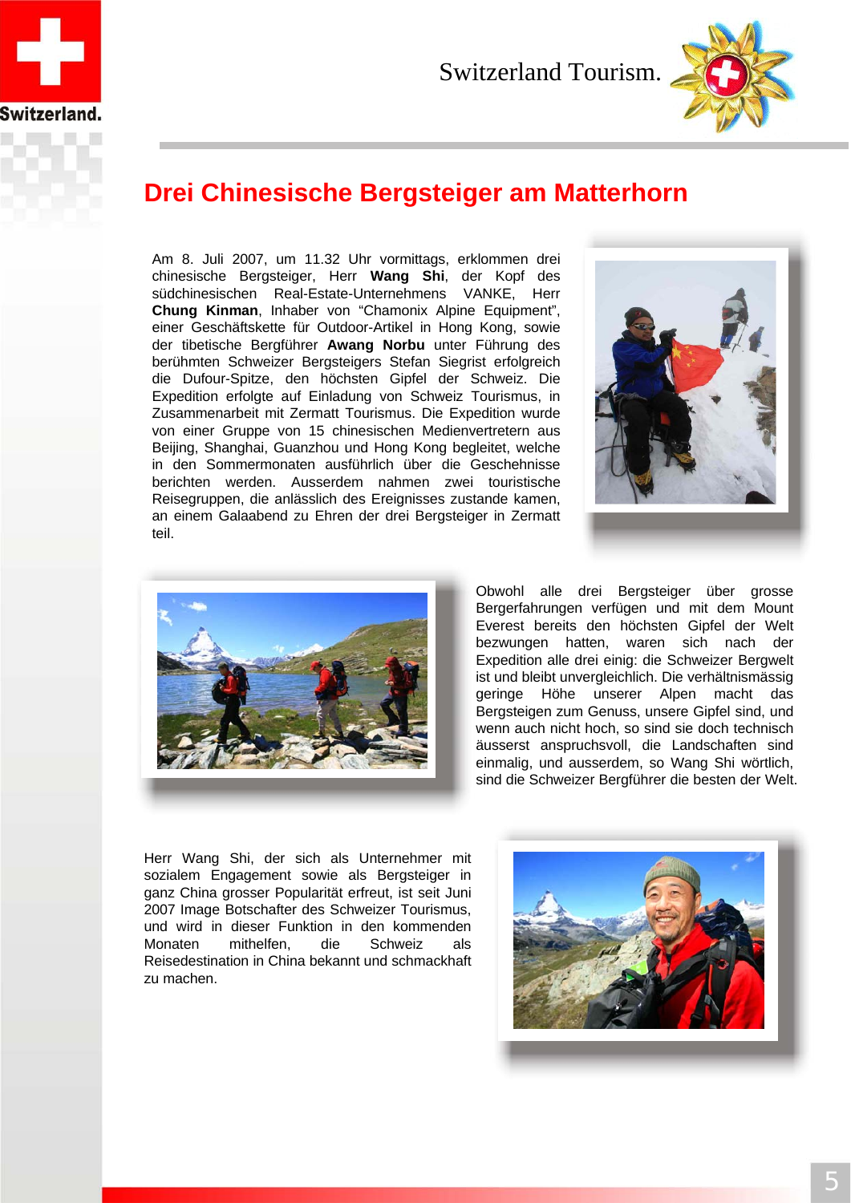# Drei Chinesische Bergsteiger am Matterhorn

Am 8. Juli 2007, um 11.32 Uhr vormittags, erklommen drei chinesische Bergsteiger, Herr **Wang Shi**, der Kopf des südchinesischen Real-Estate-Unternehmens VANKE, Herr **Chung Kinman**, Inhaber von “Chamonix Alpine Equipment”, einer Geschäftskette für Outdoor-Artikel in Hong Kong, sowie der tibetische Bergführer **Awang Norbu** unter Führung des berühmten Schweizer Bergsteigers Stefan Siegrist erfolgreich die Dufour-Spitze, den höchsten Gipfel der Schweiz. Die Expedition erfolgte auf Einladung von Schweiz Tourismus, in Zusammenarbeit mit Zermatt Tourismus. Die Expedition wurde von einer Gruppe von 15 chinesischen Medienvertretern aus Beijing, Shanghai, Guanzhou und Hong Kong begleitet, welche in den Sommermonaten ausführlich über die Geschehnisse berichten werden. Ausserdem nahmen zwei touristische Reisegruppen, die anlässlich des Ereignisses zustande kamen, an einem Galaabend zu Ehren der drei Bergsteiger in Zermatt teil.

Obwohl alle drei Bergsteiger über grosse Bergerfahrungen verfügen und mit dem Mount Everest bereits den höchsten Gipfel der Welt bezwungen hatten, waren sich nach der Expedition alle drei einig: die Schweizer Bergwelt ist und bleibt unvergleichlich. Die verhältnismässig geringe Höhe unserer Alpen macht das Bergsteigen zum Genuss, unsere Gipfel sind, und wenn auch nicht hoch, so sind sie doch technisch äusserst anspruchsvoll, die Landschaften sind einmalig, und ausserdem, so Wang Shi wörtlich, sind die Schweizer Bergführer die besten der Welt.

Herr Wang Shi, der sich als Unternehmer mit sozialem Engagement sowie als Bergsteiger in ganz China grosser Popularität erfreut, ist seit Juni 2007 Image Botschafter des Schweizer Tourismus, und wird in dieser Funktion in den kommenden Monaten mithelfen, die Schweiz als Reisedestination in China bekannt und schmackhaft zu machen.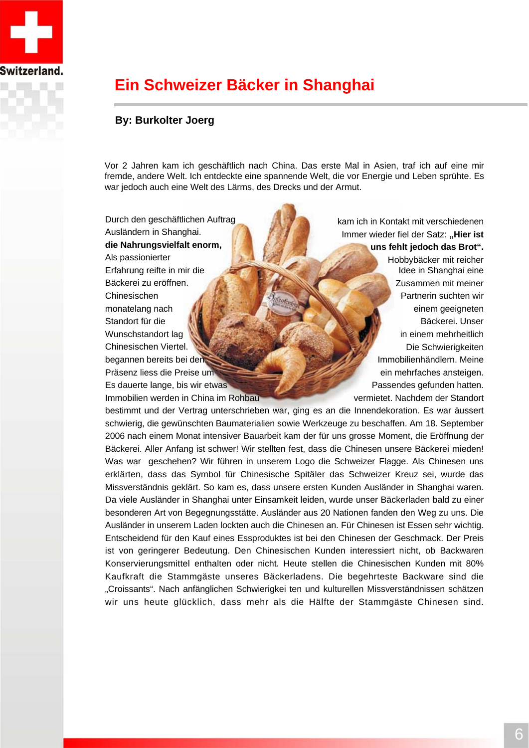# Ein Schweizer Bäcker in Shanghai

**By: Burkolter Joerg**

Vor 2 Jahren kam ich geschäftlich nach China. Das erste Mal in Asien, traf ich auf eine mir fremde, andere Welt. Ich entdeckte eine spannende Welt, die vor Energie und Leben sprühte. Es war jedoch auch eine Welt des Lärms, des Drecks und der Armut.

Durch den geschäftlichen Auftrag kam ich in Kontakt mit verschiedenen Ausländern in Shanghai. Immer wieder fiel der Satz: **„Hier ist die Nahrungsvielfalt enorm, uns fehlt jedoch das Brot“.** Als passionierter Hobbybäcker mit reicher Erfahrung reifte in mir die Idee in Shanghai eine Bäckerei zu eröffnen. Zusammen mit meiner Chinesischen Partnerin suchten wir monatelang nach einem geeigneten Standort für die Bäckerei. Unser Wunschstandort lag in einem mehrheitlich Chinesischen Viertel. Die Schwierigkeiten begannen bereits bei den Immobilienhändlern. Meine Präsenz liess die Preise um ein mehrfaches ansteigen. Es dauerte lange, bis wir etwas Passendes gefunden hatten. Immobilien werden in China im Rohbau vermietet. Nachdem der Standort bestimmt und der Vertrag unterschrieben war, ging es an die Innendekoration. Es war äussert schwierig, die gewünschten Baumaterialien sowie Werkzeuge zu beschaffen. Am 18. September 2006 nach einem Monat intensiver Bauarbeit kam der für uns grosse Moment, die Eröffnung der Bäckerei. Aller Anfang ist schwer! Wir stellten fest, dass die Chinesen unsere Bäckerei mieden! Was war geschehen? Wir führen in unserem Logo die Schweizer Flagge. Als Chinesen uns erklärten, dass das Symbol für Chinesische Spitäler das Schweizer Kreuz sei, wurde das Missverständnis geklärt. So kam es, dass unsere ersten Kunden Ausländer in Shanghai waren. Da viele Ausländer in Shanghai unter Einsamkeit leiden, wurde unser Bäckerladen bald zu einer besonderen Art von Begegnungsstätte. Ausländer aus 20 Nationen fanden den Weg zu uns. Die Ausländer in unserem Laden lockten auch die Chinesen an. Für Chinesen ist Essen sehr wichtig. Entscheidend für den Kauf eines Essproduktes ist bei den Chinesen der Geschmack. Der Preis ist von geringerer Bedeutung. Den Chinesischen Kunden interessiert nicht, ob Backwaren Konservierungsmittel enthalten oder nicht. Heute stellen die Chinesischen Kunden mit 80% Kaufkraft die Stammgäste unseres Bäckerladens. Die begehrteste Backware sind die „Croissants“. Nach anfänglichen Schwierigkei ten und kulturellen Missverständnissen schätzen wir uns heute glücklich, dass mehr als die Hälfte der Stammgäste Chinesen sind.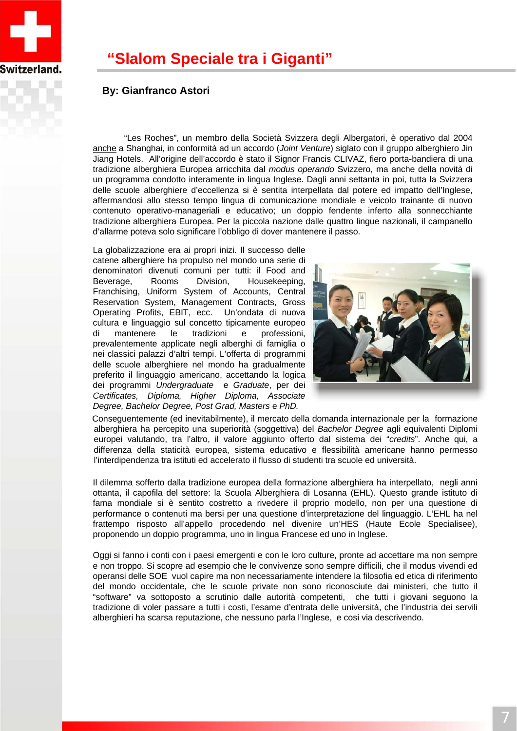# "Slalom Speciale tra i Giganti"

**By: Gianfranco Astori**

"Les Roches", un membro della Società Svizzera degli Albergatori, è operativo dal 2004 anche a Shanghai, in conformità ad un accordo (*Joint Venture*) siglato con il gruppo alberghiero Jin Jiang Hotels. All'origine dell'accordo è stato il Signor Francis CLIVAZ, fiero porta-bandiera di una tradizione alberghiera Europea arricchita dal *modus operando* Svizzero, ma anche della novità di un programma condotto interamente in lingua Inglese. Dagli anni settanta in poi, tutta la Svizzera delle scuole alberghiere d'eccellenza si è sentita interpellata dal potere ed impatto dell'Inglese, affermandosi allo stesso tempo lingua di comunicazione mondiale e veicolo trainante di nuovo contenuto operativo-manageriali e educativo; un doppio fendente inferto alla sonnecchiante tradizione alberghiera Europea. Per la piccola nazione dalle quattro lingue nazionali, il campanello d'allarme poteva solo significare l'obbligo di dover mantenere il passo.

La globalizzazione era ai propri inizi. Il successo delle catene alberghiere ha propulso nel mondo una serie di denominatori divenuti comuni per tutti: il Food and Beverage, Rooms Division, Housekeeping, Franchising, Uniform System of Accounts, Central Reservation System, Management Contracts, Gross Operating Profits, EBIT, ecc. Un'ondata di nuova cultura e linguaggio sul concetto tipicamente europeo di mantenere le tradizioni e professioni, prevalentemente applicate negli alberghi di famiglia o nei classici palazzi d'altri tempi. L'offerta di programmi delle scuole alberghiere nel mondo ha gradualmente preferito il linguaggio americano, accettando la logica dei programmi *Undergraduate* e *Graduate*, per dei *Certificates, Diploma, Higher Diploma, Associate Degree, Bachelor Degree, Post Grad, Masters* e *PhD.*

Conseguentemente (ed inevitabilmente), il mercato della domanda internazionale per la formazione alberghiera ha percepito una superiorità (soggettiva) del *Bachelor Degree* agli equivalenti Diplomi europei valutando, tra l'altro, il valore aggiunto offerto dal sistema dei "*credits*". Anche qui, a differenza della staticità europea, sistema educativo e flessibilità americane hanno permesso l'interdipendenza tra istituti ed accelerato il flusso di studenti tra scuole ed università.

Il dilemma sofferto dalla tradizione europea della formazione alberghiera ha interpellato, negli anni ottanta, il capofila del settore: la Scuola Alberghiera di Losanna (EHL). Questo grande istituto di fama mondiale si è sentito costretto a rivedere il proprio modello, non per una questione di performance o contenuti ma bersi per una questione d'interpretazione del linguaggio. L'EHL ha nel frattempo risposto all'appello procedendo nel divenire un'HES (Haute Ecole Specialisee), proponendo un doppio programma, uno in lingua Francese ed uno in Inglese.

Oggi si fanno i conti con i paesi emergenti e con le loro culture, pronte ad accettare ma non sempre e non troppo. Si scopre ad esempio che le convivenze sono sempre difficili, che il modus vivendi ed operansi delle SOE vuol capire ma non necessariamente intendere la filosofia ed etica di riferimento del mondo occidentale, che le scuole private non sono riconosciute dai ministeri, che tutto il "software" va sottoposto a scrutinio dalle autorità competenti, che tutti i giovani seguono la tradizione di voler passare a tutti i costi, l'esame d'entrata delle università, che l'industria dei servili alberghieri ha scarsa reputazione, che nessuno parla l'Inglese, e cosi via descrivendo.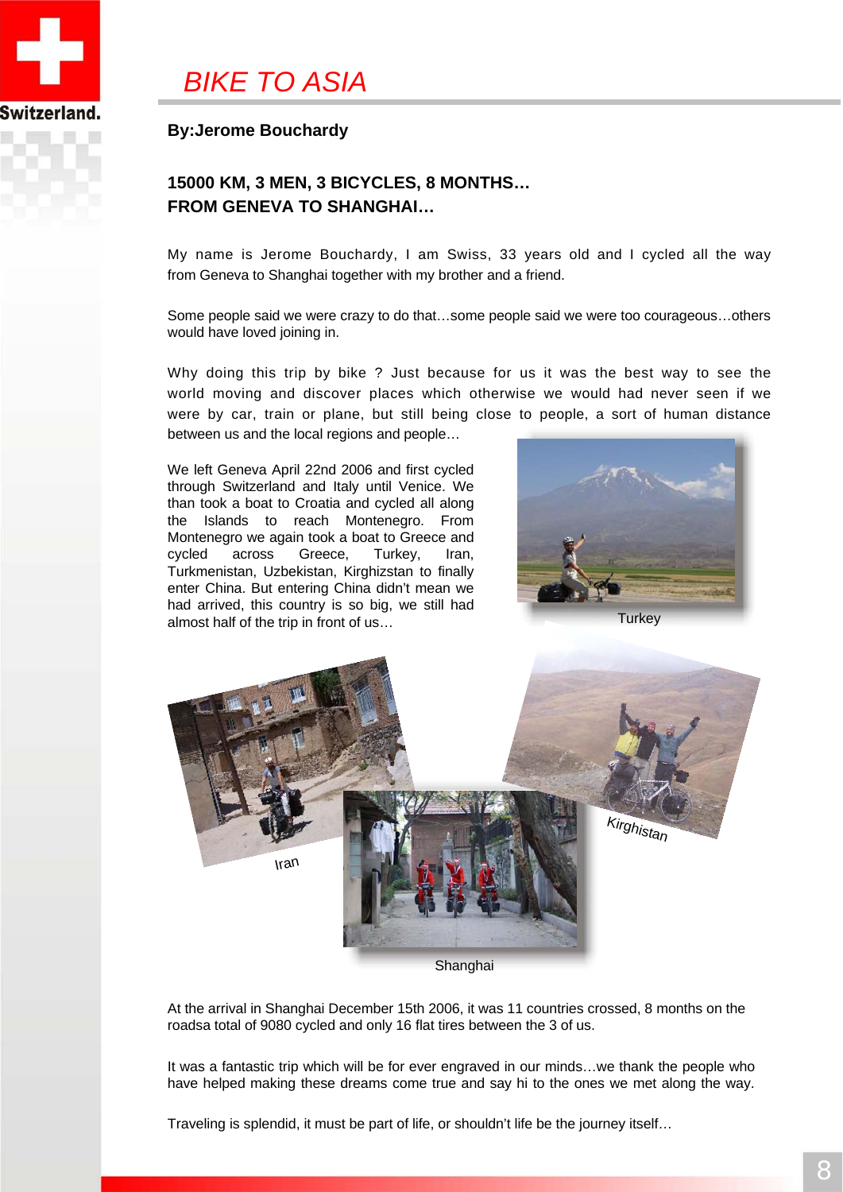# BIKE TO ASIA

**By:Jerome Bouchardy**

## 15000 KM, 3 MEN, 3 BICYCLES, 8 MONTHS… FROM GENEVA TO SHANGHAI…

My name is Jerome Bouchardy, I am Swiss, 33 years old and I cycled all the way from Geneva to Shanghai together with my brother and a friend.

Some people said we were crazy to do that…some people said we were too courageous…others would have loved joining in.

Why doing this trip by bike ? Just because for us it was the best way to see the world moving and discover places which otherwise we would had never seen if we were by car, train or plane, but still being close to people, a sort of human distance between us and the local regions and people…

We left Geneva April 22nd 2006 and first cycled through Switzerland and Italy until Venice. We than took a boat to Croatia and cycled all along the Islands to reach Montenegro. From Montenegro we again took a boat to Greece and cycled across Greece, Turkey, Iran, Turkmenistan, Uzbekistan, Kirghizstan to finally enter China. But entering China didn't mean we had arrived, this country is so big, we still had almost half of the trip in front of us…

Turkey

Iran

Kirghistan

Shanghai

At the arrival in Shanghai December 15th 2006, it was 11 countries crossed, 8 months on the roadsa total of 9080 cycled and only 16 flat tires between the 3 of us.

It was a fantastic trip which will be for ever engraved in our minds…we thank the people who have helped making these dreams come true and say hi to the ones we met along the way.

Traveling is splendid, it must be part of life, or shouldn't life be the journey itself…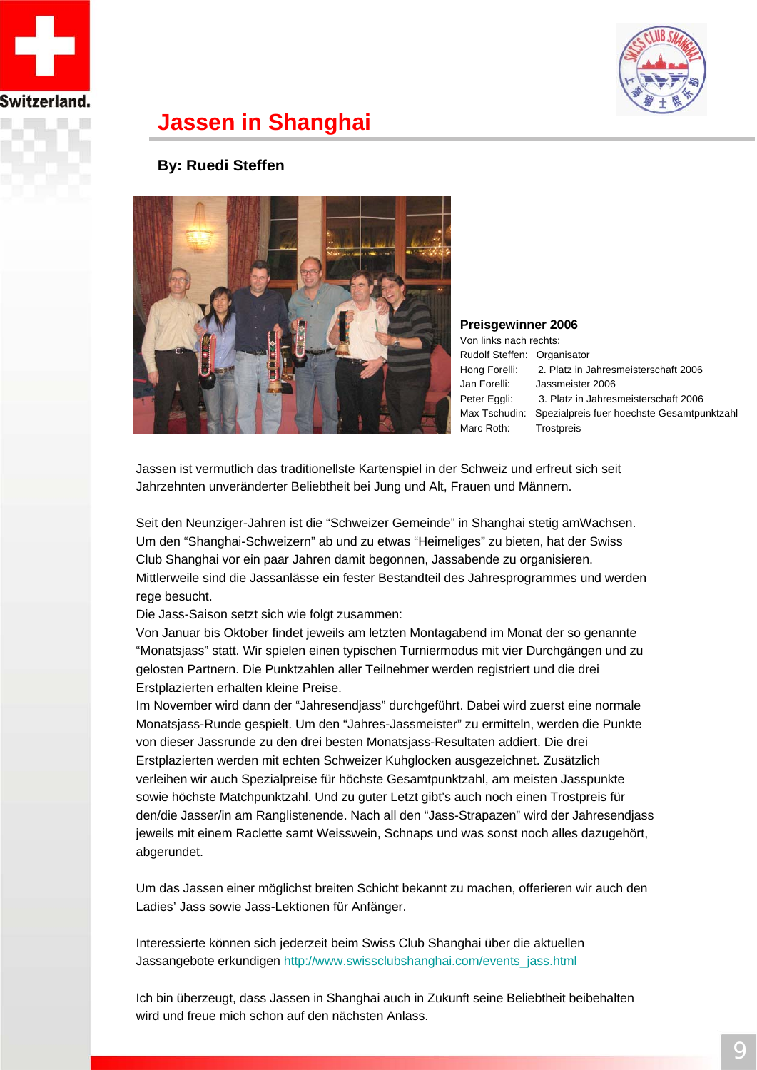# Jassen in Shanghai

**By: Ruedi Steffen**

**Preisgewinner 2006**

Von links nach rechts:

| | |
|---|---|
| Rudolf Steffen: | Organisator |
| Hong Forelli: | 2. Platz in Jahresmeisterschaft 2006 |
| Jan Forelli: | Jassmeister 2006 |
| Peter Eggli: | 3. Platz in Jahresmeisterschaft 2006 |
| Max Tschudin: | Spezialpreis fuer hoechste Gesamtpunktzahl |
| Marc Roth: | Trostpreis |

Jassen ist vermutlich das traditionellste Kartenspiel in der Schweiz und erfreut sich seit Jahrzehnten unveränderter Beliebtheit bei Jung und Alt, Frauen und Männern.

Seit den Neunziger-Jahren ist die "Schweizer Gemeinde" in Shanghai stetig amWachsen. Um den "Shanghai-Schweizern" ab und zu etwas "Heimeliges" zu bieten, hat der Swiss Club Shanghai vor ein paar Jahren damit begonnen, Jassabende zu organisieren. Mittlerweile sind die Jassanlässe ein fester Bestandteil des Jahresprogrammes und werden rege besucht.

Die Jass-Saison setzt sich wie folgt zusammen:

Von Januar bis Oktober findet jeweils am letzten Montagabend im Monat der so genannte "Monatsjass" statt. Wir spielen einen typischen Turniermodus mit vier Durchgängen und zu gelosten Partnern. Die Punktzahlen aller Teilnehmer werden registriert und die drei Erstplazierten erhalten kleine Preise.

Im November wird dann der "Jahresendjass" durchgeführt. Dabei wird zuerst eine normale Monatsjass-Runde gespielt. Um den "Jahres-Jassmeister" zu ermitteln, werden die Punkte von dieser Jassrunde zu den drei besten Monatsjass-Resultaten addiert. Die drei Erstplazierten werden mit echten Schweizer Kuhglocken ausgezeichnet. Zusätzlich verleihen wir auch Spezialpreise für höchste Gesamtpunktzahl, am meisten Jasspunkte sowie höchste Matchpunktzahl. Und zu guter Letzt gibt's auch noch einen Trostpreis für den/die Jasser/in am Ranglistenende. Nach all den "Jass-Strapazen" wird der Jahresendjass jeweils mit einem Raclette samt Weisswein, Schnaps und was sonst noch alles dazugehört, abgerundet.

Um das Jassen einer möglichst breiten Schicht bekannt zu machen, offerieren wir auch den Ladies' Jass sowie Jass-Lektionen für Anfänger.

Interessierte können sich jederzeit beim Swiss Club Shanghai über die aktuellen Jassangebote erkundigen http://www.swissclubshanghai.com/events_jass.html

Ich bin überzeugt, dass Jassen in Shanghai auch in Zukunft seine Beliebtheit beibehalten wird und freue mich schon auf den nächsten Anlass.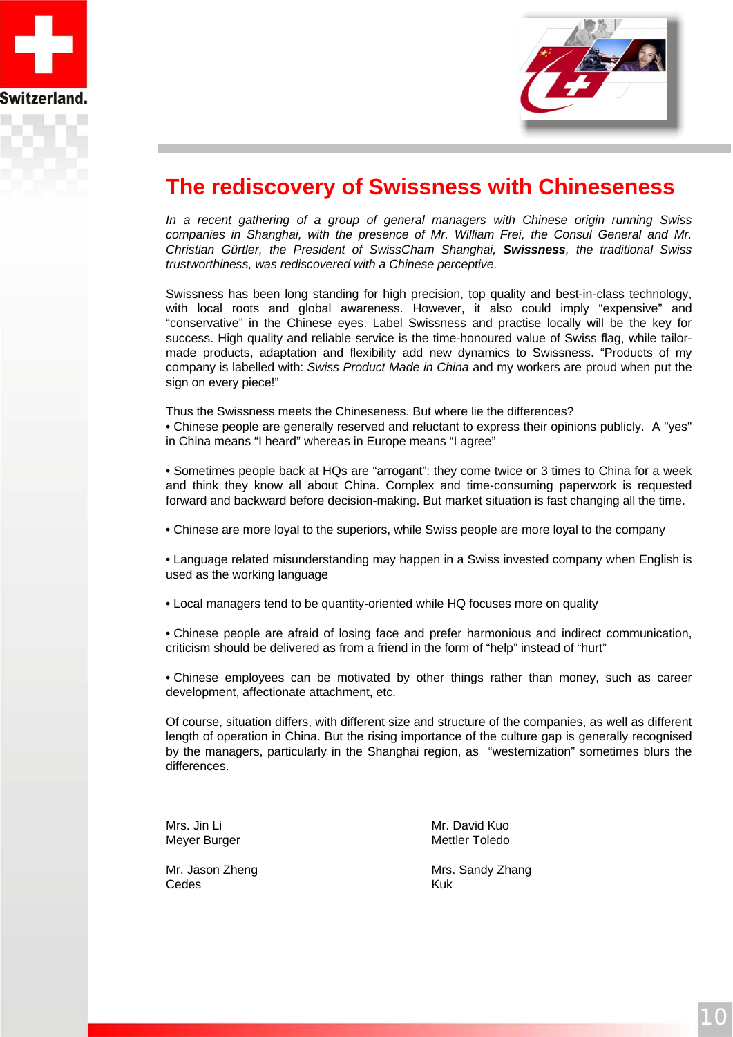# The rediscovery of Swissness with Chineseness

*In a recent gathering of a group of general managers with Chinese origin running Swiss companies in Shanghai, with the presence of Mr. William Frei, the Consul General and Mr. Christian Gürtler, the President of SwissCham Shanghai,* ***Swissness****, the traditional Swiss trustworthiness, was rediscovered with a Chinese perceptive.*

Swissness has been long standing for high precision, top quality and best-in-class technology, with local roots and global awareness. However, it also could imply “expensive” and “conservative” in the Chinese eyes. Label Swissness and practise locally will be the key for success. High quality and reliable service is the time-honoured value of Swiss flag, while tailor-made products, adaptation and flexibility add new dynamics to Swissness. “Products of my company is labelled with: *Swiss Product Made in China* and my workers are proud when put the sign on every piece!”

Thus the Swissness meets the Chineseness. But where lie the differences?

• Chinese people are generally reserved and reluctant to express their opinions publicly.  A "yes" in China means “I heard” whereas in Europe means “I agree”

• Sometimes people back at HQs are “arrogant”: they come twice or 3 times to China for a week and think they know all about China. Complex and time-consuming paperwork is requested forward and backward before decision-making. But market situation is fast changing all the time.

• Chinese are more loyal to the superiors, while Swiss people are more loyal to the company

• Language related misunderstanding may happen in a Swiss invested company when English is used as the working language

• Local managers tend to be quantity-oriented while HQ focuses more on quality

• Chinese people are afraid of losing face and prefer harmonious and indirect communication, criticism should be delivered as from a friend in the form of “help” instead of “hurt”

• Chinese employees can be motivated by other things rather than money, such as career development, affectionate attachment, etc.

Of course, situation differs, with different size and structure of the companies, as well as different length of operation in China. But the rising importance of the culture gap is generally recognised by the managers, particularly in the Shanghai region, as  “westernization” sometimes blurs the differences.

Mrs. Jin Li
Meyer Burger

Mr. David Kuo
Mettler Toledo

Mr. Jason Zheng
Cedes

Mrs. Sandy Zhang
Kuk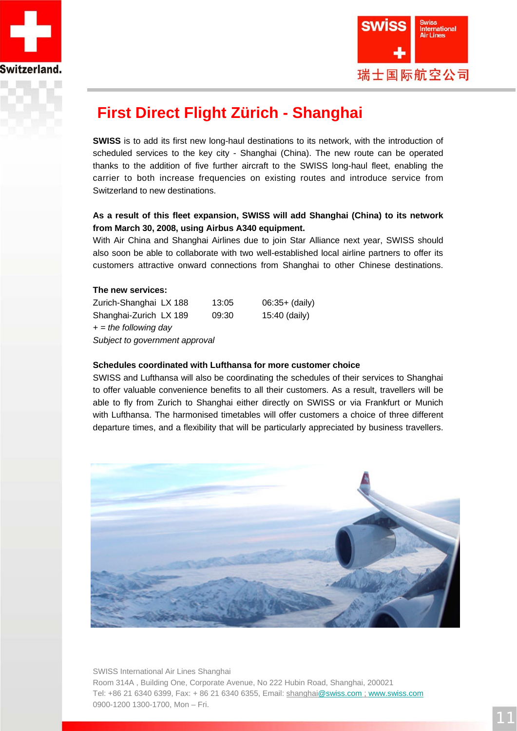# First Direct Flight Zürich - Shanghai

**SWISS** is to add its first new long-haul destinations to its network, with the introduction of scheduled services to the key city - Shanghai (China). The new route can be operated thanks to the addition of five further aircraft to the SWISS long-haul fleet, enabling the carrier to both increase frequencies on existing routes and introduce service from Switzerland to new destinations.

**As a result of this fleet expansion, SWISS will add Shanghai (China) to its network from March 30, 2008, using Airbus A340 equipment.**

With Air China and Shanghai Airlines due to join Star Alliance next year, SWISS should also soon be able to collaborate with two well-established local airline partners to offer its customers attractive onward connections from Shanghai to other Chinese destinations.

**The new services:**

| | | |
|---|---|---|
| Zurich-Shanghai LX 188 | 13:05 | 06:35+ (daily) |
| Shanghai-Zurich LX 189 | 09:30 | 15:40 (daily) |

*+ = the following day*

*Subject to government approval*

**Schedules coordinated with Lufthansa for more customer choice**

SWISS and Lufthansa will also be coordinating the schedules of their services to Shanghai to offer valuable convenience benefits to all their customers. As a result, travellers will be able to fly from Zurich to Shanghai either directly on SWISS or via Frankfurt or Munich with Lufthansa. The harmonised timetables will offer customers a choice of three different departure times, and a flexibility that will be particularly appreciated by business travellers.

SWISS International Air Lines Shanghai
Room 314A , Building One, Corporate Avenue, No 222 Hubin Road, Shanghai, 200021
Tel: +86 21 6340 6399, Fax: + 86 21 6340 6355, Email: shanghai@swiss.com ; www.swiss.com
0900-1200 1300-1700, Mon – Fri.